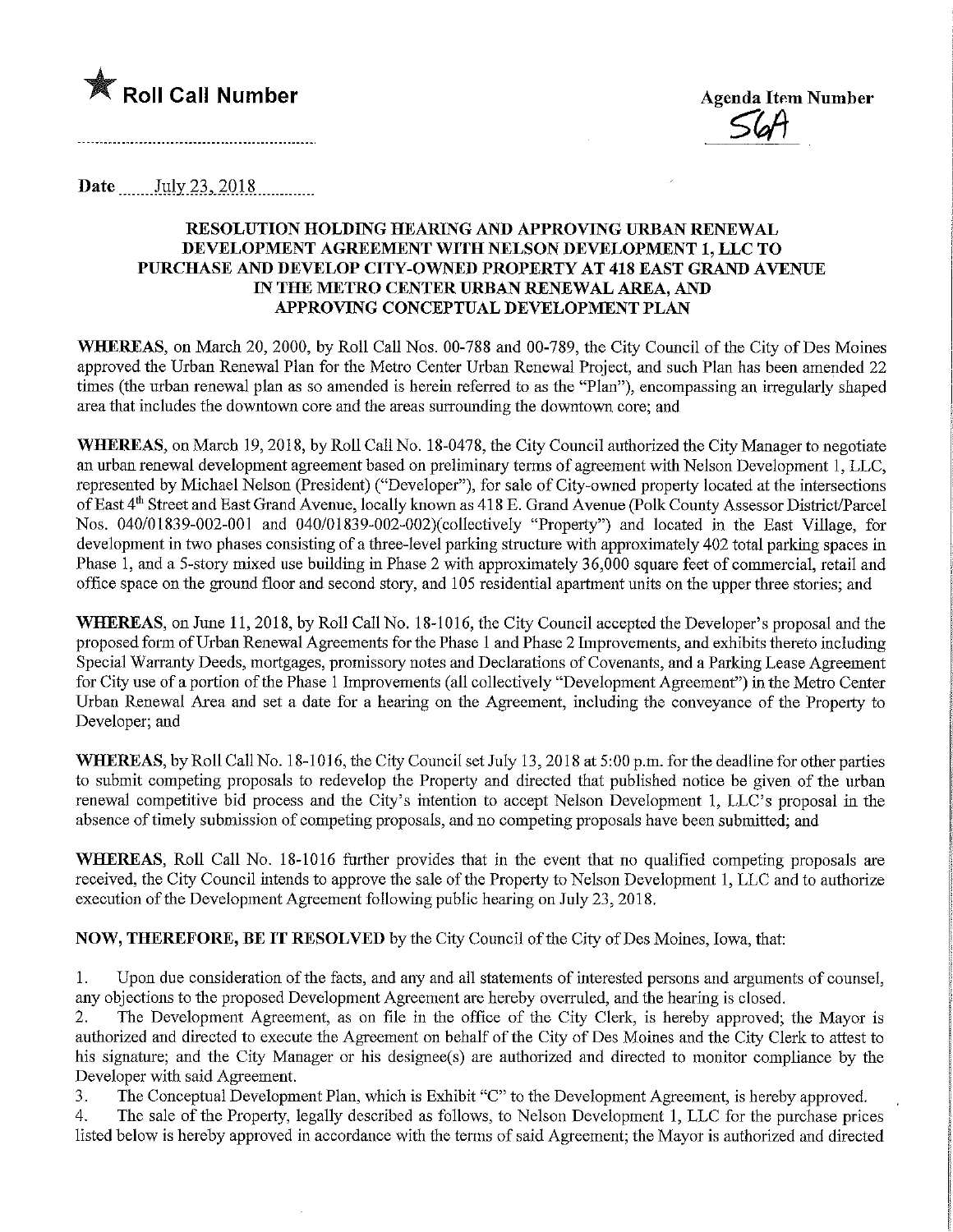★ **Roll Call Number**

**Agenda Item Number**
56A

Date July 23, 2018

**RESOLUTION HOLDING HEARING AND APPROVING URBAN RENEWAL DEVELOPMENT AGREEMENT WITH NELSON DEVELOPMENT 1, LLC TO PURCHASE AND DEVELOP CITY-OWNED PROPERTY AT 418 EAST GRAND AVENUE IN THE METRO CENTER URBAN RENEWAL AREA, AND APPROVING CONCEPTUAL DEVELOPMENT PLAN**

**WHEREAS**, on March 20, 2000, by Roll Call Nos. 00-788 and 00-789, the City Council of the City of Des Moines approved the Urban Renewal Plan for the Metro Center Urban Renewal Project, and such Plan has been amended 22 times (the urban renewal plan as so amended is herein referred to as the "Plan"), encompassing an irregularly shaped area that includes the downtown core and the areas surrounding the downtown core; and

**WHEREAS**, on March 19, 2018, by Roll Call No. 18-0478, the City Council authorized the City Manager to negotiate an urban renewal development agreement based on preliminary terms of agreement with Nelson Development 1, LLC, represented by Michael Nelson (President) ("Developer"), for sale of City-owned property located at the intersections of East 4th Street and East Grand Avenue, locally known as 418 E. Grand Avenue (Polk County Assessor District/Parcel Nos. 040/01839-002-001 and 040/01839-002-002)(collectively "Property") and located in the East Village, for development in two phases consisting of a three-level parking structure with approximately 402 total parking spaces in Phase 1, and a 5-story mixed use building in Phase 2 with approximately 36,000 square feet of commercial, retail and office space on the ground floor and second story, and 105 residential apartment units on the upper three stories; and

**WHEREAS**, on June 11, 2018, by Roll Call No. 18-1016, the City Council accepted the Developer's proposal and the proposed form of Urban Renewal Agreements for the Phase 1 and Phase 2 Improvements, and exhibits thereto including Special Warranty Deeds, mortgages, promissory notes and Declarations of Covenants, and a Parking Lease Agreement for City use of a portion of the Phase 1 Improvements (all collectively "Development Agreement") in the Metro Center Urban Renewal Area and set a date for a hearing on the Agreement, including the conveyance of the Property to Developer; and

**WHEREAS**, by Roll Call No. 18-1016, the City Council set July 13, 2018 at 5:00 p.m. for the deadline for other parties to submit competing proposals to redevelop the Property and directed that published notice be given of the urban renewal competitive bid process and the City's intention to accept Nelson Development 1, LLC's proposal in the absence of timely submission of competing proposals, and no competing proposals have been submitted; and

**WHEREAS**, Roll Call No. 18-1016 further provides that in the event that no qualified competing proposals are received, the City Council intends to approve the sale of the Property to Nelson Development 1, LLC and to authorize execution of the Development Agreement following public hearing on July 23, 2018.

**NOW, THEREFORE, BE IT RESOLVED** by the City Council of the City of Des Moines, Iowa, that:

1. Upon due consideration of the facts, and any and all statements of interested persons and arguments of counsel, any objections to the proposed Development Agreement are hereby overruled, and the hearing is closed.
2. The Development Agreement, as on file in the office of the City Clerk, is hereby approved; the Mayor is authorized and directed to execute the Agreement on behalf of the City of Des Moines and the City Clerk to attest to his signature; and the City Manager or his designee(s) are authorized and directed to monitor compliance by the Developer with said Agreement.
3. The Conceptual Development Plan, which is Exhibit "C" to the Development Agreement, is hereby approved.
4. The sale of the Property, legally described as follows, to Nelson Development 1, LLC for the purchase prices listed below is hereby approved in accordance with the terms of said Agreement; the Mayor is authorized and directed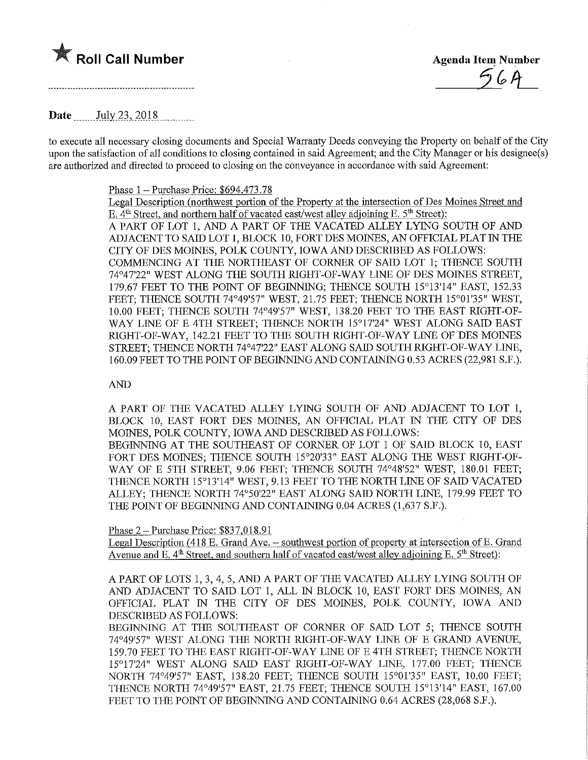**★ Roll Call Number**

**Agenda Item Number**
56A

**Date** July 23, 2018

to execute all necessary closing documents and Special Warranty Deeds conveying the Property on behalf of the City upon the satisfaction of all conditions to closing contained in said Agreement; and the City Manager or his designee(s) are authorized and directed to proceed to closing on the conveyance in accordance with said Agreement:

Phase 1 – Purchase Price: $694,473.78

Legal Description (northwest portion of the Property at the intersection of Des Moines Street and E. 4th Street, and northern half of vacated east/west alley adjoining E. 5th Street):

A PART OF LOT 1, AND A PART OF THE VACATED ALLEY LYING SOUTH OF AND ADJACENT TO SAID LOT 1, BLOCK 10, FORT DES MOINES, AN OFFICIAL PLAT IN THE CITY OF DES MOINES, POLK COUNTY, IOWA AND DESCRIBED AS FOLLOWS:

COMMENCING AT THE NORTHEAST OF CORNER OF SAID LOT 1; THENCE SOUTH 74°47'22" WEST ALONG THE SOUTH RIGHT-OF-WAY LINE OF DES MOINES STREET, 179.67 FEET TO THE POINT OF BEGINNING; THENCE SOUTH 15°13'14" EAST, 152.33 FEET; THENCE SOUTH 74°49'57" WEST, 21.75 FEET; THENCE NORTH 15°01'35" WEST, 10.00 FEET; THENCE SOUTH 74°49'57" WEST, 138.20 FEET TO THE EAST RIGHT-OF-WAY LINE OF E 4TH STREET; THENCE NORTH 15°17'24" WEST ALONG SAID EAST RIGHT-OF-WAY, 142.21 FEET TO THE SOUTH RIGHT-OF-WAY LINE OF DES MOINES STREET; THENCE NORTH 74°47'22" EAST ALONG SAID SOUTH RIGHT-OF-WAY LINE, 160.09 FEET TO THE POINT OF BEGINNING AND CONTAINING 0.53 ACRES (22,981 S.F.).

AND

A PART OF THE VACATED ALLEY LYING SOUTH OF AND ADJACENT TO LOT 1, BLOCK 10, EAST FORT DES MOINES, AN OFFICIAL PLAT IN THE CITY OF DES MOINES, POLK COUNTY, IOWA AND DESCRIBED AS FOLLOWS:

BEGINNING AT THE SOUTHEAST OF CORNER OF LOT 1 OF SAID BLOCK 10, EAST FORT DES MOINES; THENCE SOUTH 15°20'33" EAST ALONG THE WEST RIGHT-OF-WAY OF E 5TH STREET, 9.06 FEET; THENCE SOUTH 74°48'52" WEST, 180.01 FEET; THENCE NORTH 15°13'14" WEST, 9.13 FEET TO THE NORTH LINE OF SAID VACATED ALLEY; THENCE NORTH 74°50'22" EAST ALONG SAID NORTH LINE, 179.99 FEET TO THE POINT OF BEGINNING AND CONTAINING 0.04 ACRES (1,637 S.F.).

Phase 2 – Purchase Price: $837,018.91

Legal Description (418 E. Grand Ave. – southwest portion of property at intersection of E. Grand Avenue and E. 4th Street, and southern half of vacated east/west alley adjoining E. 5th Street):

A PART OF LOTS 1, 3, 4, 5, AND A PART OF THE VACATED ALLEY LYING SOUTH OF AND ADJACENT TO SAID LOT 1, ALL IN BLOCK 10, EAST FORT DES MOINES, AN OFFICIAL PLAT IN THE CITY OF DES MOINES, POLK COUNTY, IOWA AND DESCRIBED AS FOLLOWS:

BEGINNING AT THE SOUTHEAST OF CORNER OF SAID LOT 5; THENCE SOUTH 74°49'57" WEST ALONG THE NORTH RIGHT-OF-WAY LINE OF E GRAND AVENUE, 159.70 FEET TO THE EAST RIGHT-OF-WAY LINE OF E 4TH STREET; THENCE NORTH 15°17'24" WEST ALONG SAID EAST RIGHT-OF-WAY LINE, 177.00 FEET; THENCE NORTH 74°49'57" EAST, 138.20 FEET; THENCE SOUTH 15°01'35" EAST, 10.00 FEET; THENCE NORTH 74°49'57" EAST, 21.75 FEET; THENCE SOUTH 15°13'14" EAST, 167.00 FEET TO THE POINT OF BEGINNING AND CONTAINING 0.64 ACRES (28,068 S.F.).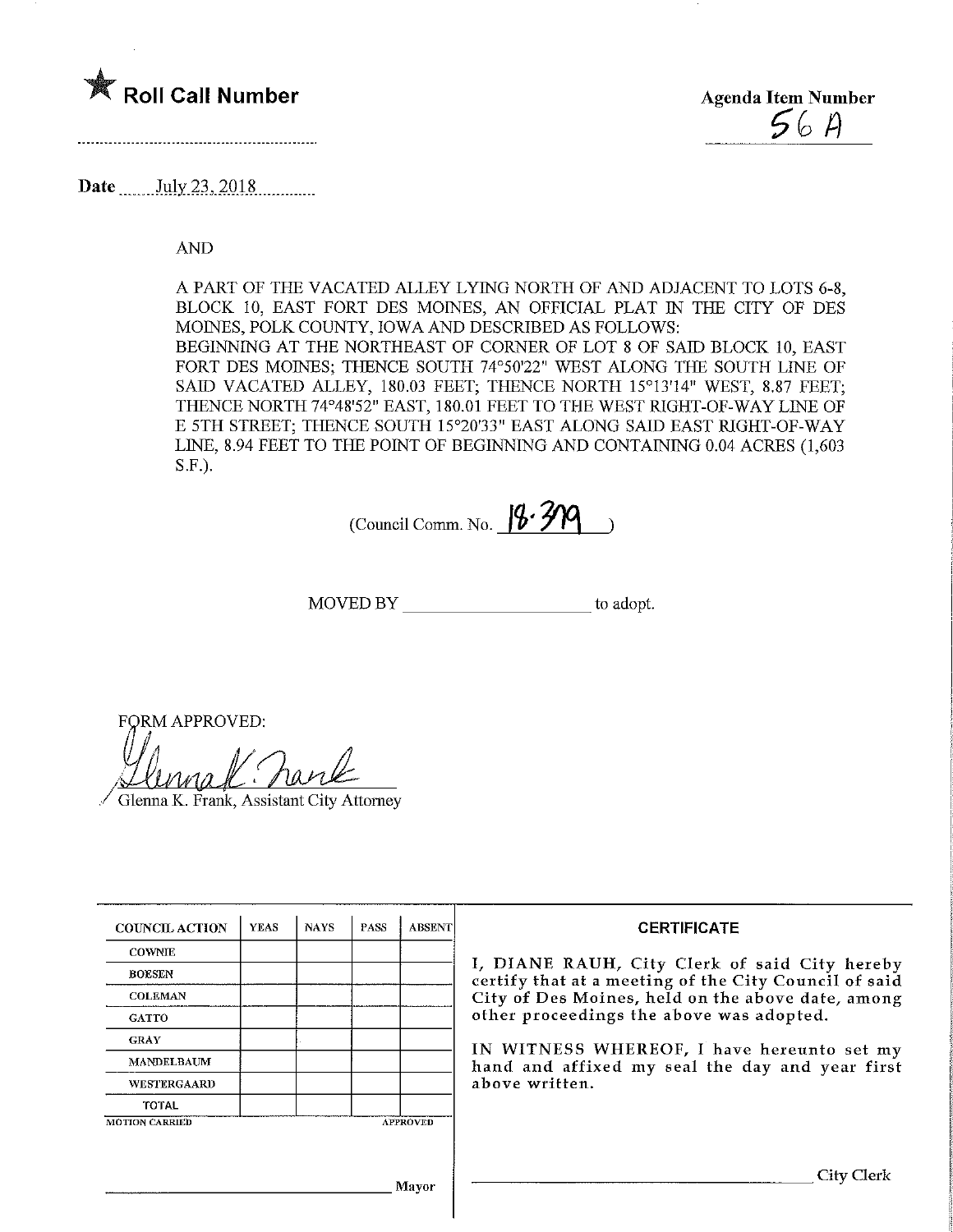★ **Roll Call Number**

**Agenda Item Number**
56 A

**Date** July 23, 2018

AND

A PART OF THE VACATED ALLEY LYING NORTH OF AND ADJACENT TO LOTS 6-8, BLOCK 10, EAST FORT DES MOINES, AN OFFICIAL PLAT IN THE CITY OF DES MOINES, POLK COUNTY, IOWA AND DESCRIBED AS FOLLOWS:
BEGINNING AT THE NORTHEAST OF CORNER OF LOT 8 OF SAID BLOCK 10, EAST FORT DES MOINES; THENCE SOUTH 74°50'22" WEST ALONG THE SOUTH LINE OF SAID VACATED ALLEY, 180.03 FEET; THENCE NORTH 15°13'14" WEST, 8.87 FEET; THENCE NORTH 74°48'52" EAST, 180.01 FEET TO THE WEST RIGHT-OF-WAY LINE OF E 5TH STREET; THENCE SOUTH 15°20'33" EAST ALONG SAID EAST RIGHT-OF-WAY LINE, 8.94 FEET TO THE POINT OF BEGINNING AND CONTAINING 0.04 ACRES (1,603 S.F.).

(Council Comm. No. 18-379)

MOVED BY ____________________ to adopt.

FORM APPROVED:

Glenna K. Frank, Assistant City Attorney

| COUNCIL ACTION | YEAS | NAYS | PASS | ABSENT |
|---|---|---|---|---|
| COWNIE | | | | |
| BOESEN | | | | |
| COLEMAN | | | | |
| GATTO | | | | |
| GRAY | | | | |
| MANDELBAUM | | | | |
| WESTERGAARD | | | | |
| TOTAL | | | | |

MOTION CARRIED APPROVED

______________________ Mayor

**CERTIFICATE**

I, DIANE RAUH, City Clerk of said City hereby certify that at a meeting of the City Council of said City of Des Moines, held on the above date, among other proceedings the above was adopted.

IN WITNESS WHEREOF, I have hereunto set my hand and affixed my seal the day and year first above written.

______________________ City Clerk